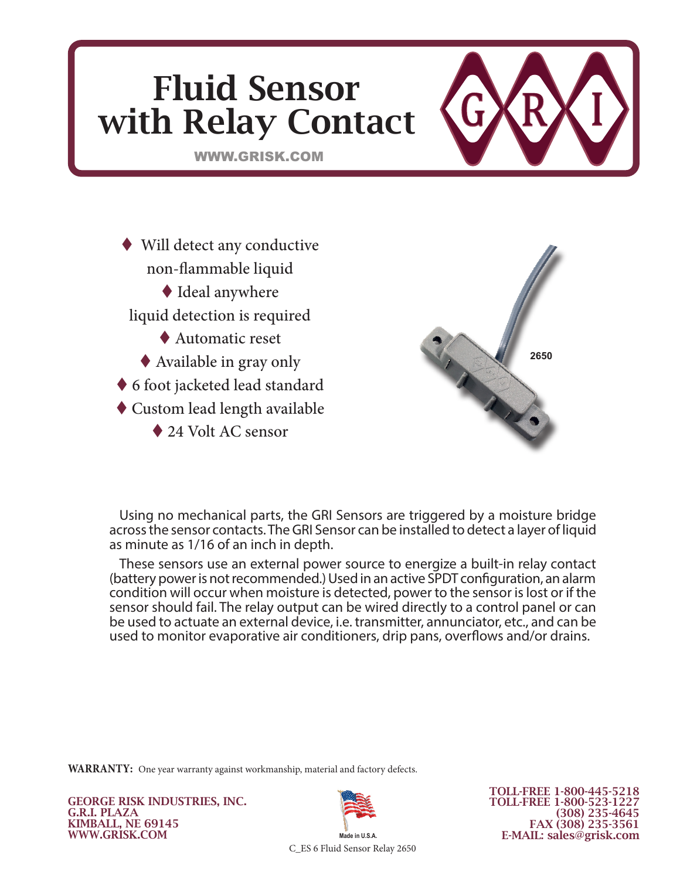# Fluid Sensor with Relay Contact

WWW.GRISK.COM

GRI

- Will detect any conductive non-flammable liquid
- Ideal anywhere liquid detection is required
- Automatic reset
- Available in gray only
- 6 foot jacketed lead standard
- Custom lead length available
- 24 Volt AC sensor

2650

Using no mechanical parts, the GRI Sensors are triggered by a moisture bridge across the sensor contacts. The GRI Sensor can be installed to detect a layer of liquid as minute as 1/16 of an inch in depth.

These sensors use an external power source to energize a built-in relay contact (battery power is not recommended.) Used in an active SPDT configuration, an alarm condition will occur when moisture is detected, power to the sensor is lost or if the sensor should fail. The relay output can be wired directly to a control panel or can be used to actuate an external device, i.e. transmitter, annunciator, etc., and can be used to monitor evaporative air conditioners, drip pans, overflows and/or drains.

**WARRANTY:** One year warranty against workmanship, material and factory defects.

**GEORGE RISK INDUSTRIES, INC.**
**G.R.I. PLAZA**
**KIMBALL, NE 69145**
**WWW.GRISK.COM**

Made in U.S.A.

C_ES 6 Fluid Sensor Relay 2650

**TOLL-FREE 1-800-445-5218**
**TOLL-FREE 1-800-523-1227**
**(308) 235-4645**
**FAX (308) 235-3561**
**E-MAIL: sales@grisk.com**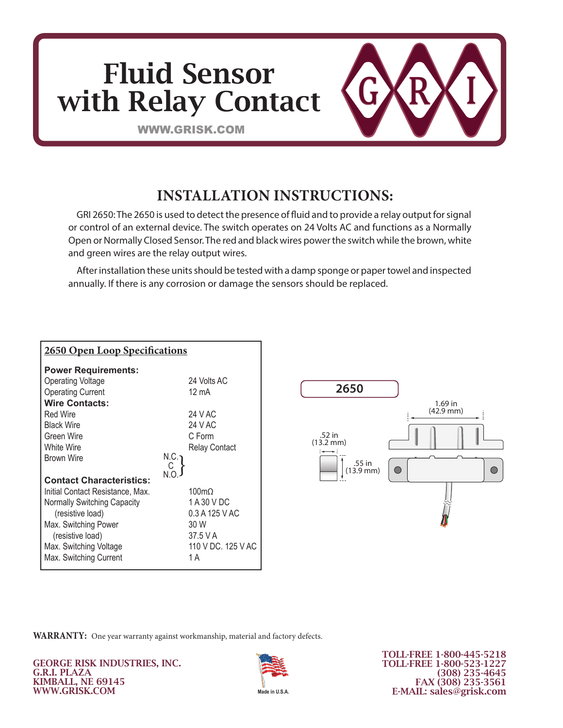# Fluid Sensor with Relay Contact

WWW.GRISK.COM

## INSTALLATION INSTRUCTIONS:

GRI 2650: The 2650 is used to detect the presence of fluid and to provide a relay output for signal or control of an external device. The switch operates on 24 Volts AC and functions as a Normally Open or Normally Closed Sensor. The red and black wires power the switch while the brown, white and green wires are the relay output wires.

After installation these units should be tested with a damp sponge or paper towel and inspected annually. If there is any corrosion or damage the sensors should be replaced.

### 2650 Open Loop Specifications

| | |
|---|---|
| **Power Requirements:** | |
| Operating Voltage | 24 Volts AC |
| Operating Current | 12 mA |
| **Wire Contacts:** | |
| Red Wire | 24 V AC |
| Black Wire | 24 V AC |
| Green Wire | C Form |
| White Wire | Relay Contact |
| Brown Wire | N.C. / C / N.O. |
| **Contact Characteristics:** | |
| Initial Contact Resistance, Max. | 100mΩ |
| Normally Switching Capacity | 1 A 30 V DC |
| (resistive load) | 0.3 A 125 V AC |
| Max. Switching Power | 30 W |
| (resistive load) | 37.5 V A |
| Max. Switching Voltage | 110 V DC. 125 V AC |
| Max. Switching Current | 1 A |

2650

1.69 in (42.9 mm)

.52 in (13.2 mm)

.55 in (13.9 mm)

**WARRANTY:** One year warranty against workmanship, material and factory defects.

**GEORGE RISK INDUSTRIES, INC.**
**G.R.I. PLAZA**
**KIMBALL, NE 69145**
**WWW.GRISK.COM**

Made in U.S.A.

**TOLL-FREE 1-800-445-5218**
**TOLL-FREE 1-800-523-1227**
**(308) 235-4645**
**FAX (308) 235-3561**
**E-MAIL: sales@grisk.com**